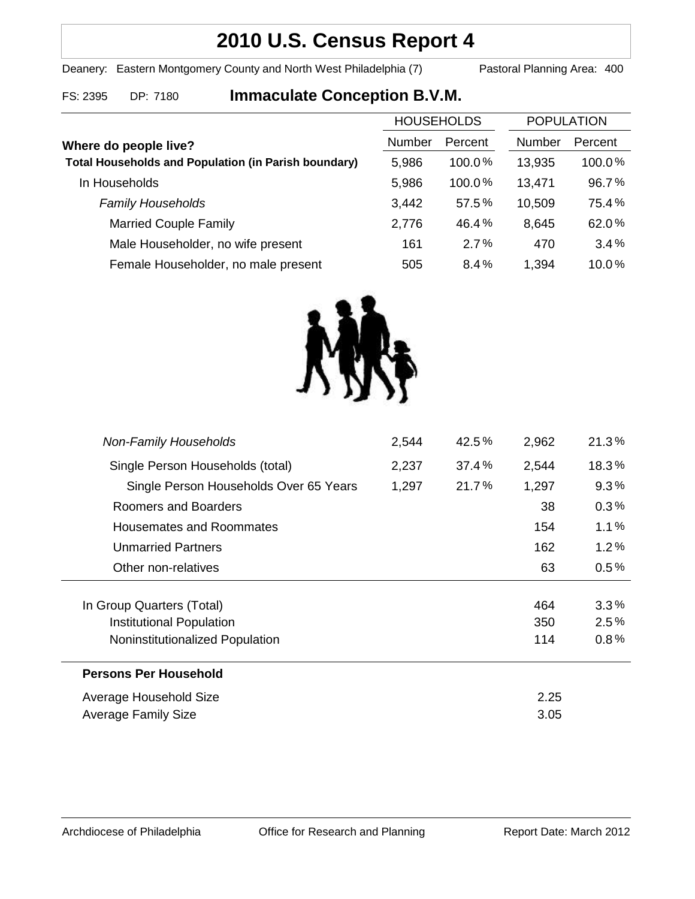# 2010 U.S. Census Report 4

Deanery: Eastern Montgomery County and North West Philadelphia (7)    Pastoral Planning Area: 400

FS: 2395    DP: 7180

## Immaculate Conception B.V.M.

| Where do people live? | HOUSEHOLDS Number | HOUSEHOLDS Percent | POPULATION Number | POPULATION Percent |
|---|---|---|---|---|
| **Total Households and Population (in Parish boundary)** | 5,986 | 100.0% | 13,935 | 100.0% |
| In Households | 5,986 | 100.0% | 13,471 | 96.7% |
| *Family Households* | 3,442 | 57.5% | 10,509 | 75.4% |
| Married Couple Family | 2,776 | 46.4% | 8,645 | 62.0% |
| Male Householder, no wife present | 161 | 2.7% | 470 | 3.4% |
| Female Householder, no male present | 505 | 8.4% | 1,394 | 10.0% |
| *Non-Family Households* | 2,544 | 42.5% | 2,962 | 21.3% |
| Single Person Households (total) | 2,237 | 37.4% | 2,544 | 18.3% |
| Single Person Households Over 65 Years | 1,297 | 21.7% | 1,297 | 9.3% |
| Roomers and Boarders | | | 38 | 0.3% |
| Housemates and Roommates | | | 154 | 1.1% |
| Unmarried Partners | | | 162 | 1.2% |
| Other non-relatives | | | 63 | 0.5% |
| In Group Quarters (Total) | | | 464 | 3.3% |
| Institutional Population | | | 350 | 2.5% |
| Noninstitutionalized Population | | | 114 | 0.8% |

**Persons Per Household**

| | |
|---|---|
| Average Household Size | 2.25 |
| Average Family Size | 3.05 |

Archdiocese of Philadelphia    Office for Research and Planning    Report Date: March 2012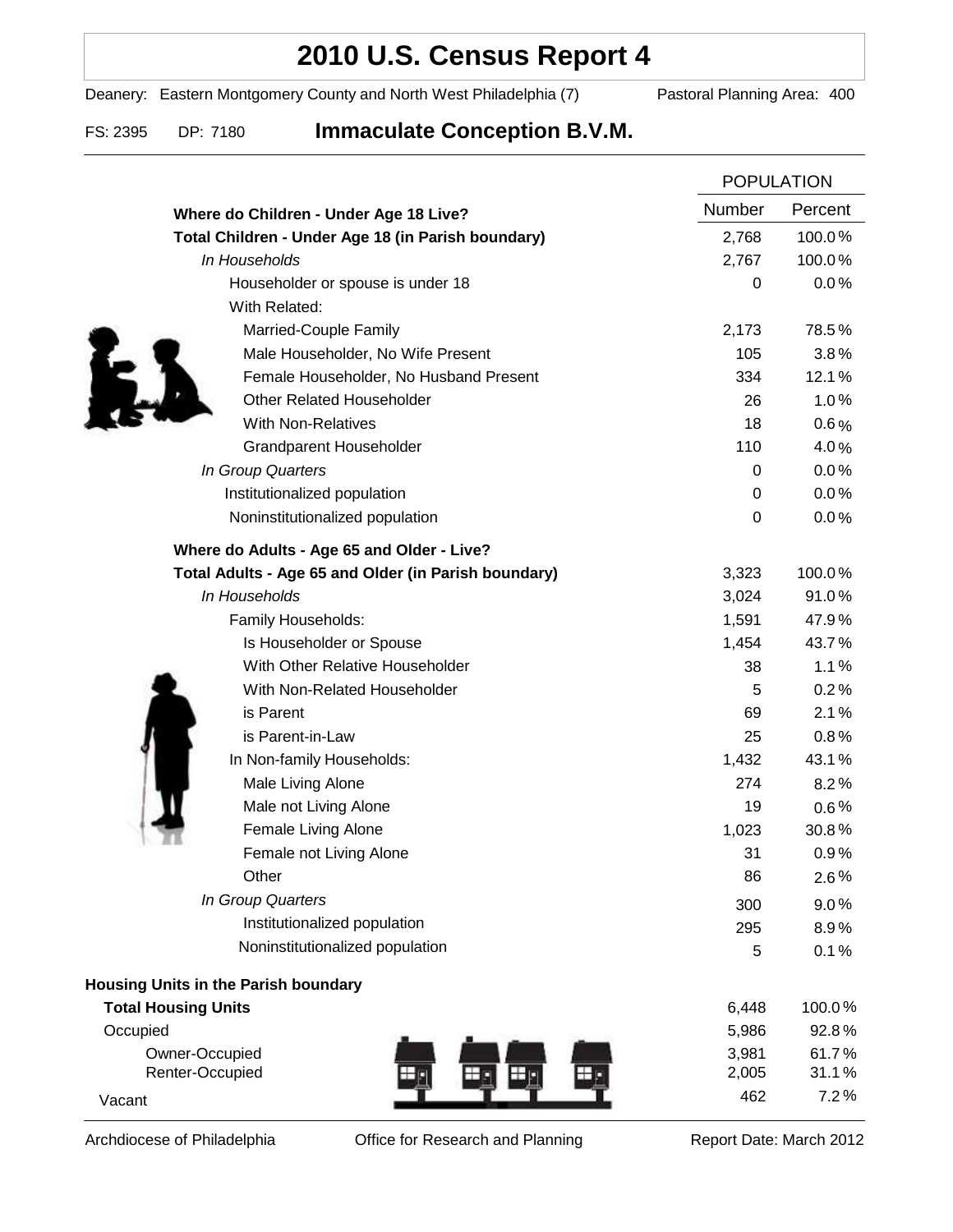# 2010 U.S. Census Report 4

Deanery: Eastern Montgomery County and North West Philadelphia (7) Pastoral Planning Area: 400

FS: 2395 DP: 7180 **Immaculate Conception B.V.M.**

| | POPULATION | |
|---|---|---|
| | Number | Percent |
| **Where do Children - Under Age 18 Live?** | | |
| **Total Children - Under Age 18 (in Parish boundary)** | 2,768 | 100.0 % |
| *In Households* | 2,767 | 100.0 % |
| Householder or spouse is under 18 | 0 | 0.0 % |
| With Related: | | |
| Married-Couple Family | 2,173 | 78.5 % |
| Male Householder, No Wife Present | 105 | 3.8 % |
| Female Householder, No Husband Present | 334 | 12.1 % |
| Other Related Householder | 26 | 1.0 % |
| With Non-Relatives | 18 | 0.6 % |
| Grandparent Householder | 110 | 4.0 % |
| *In Group Quarters* | 0 | 0.0 % |
| Institutionalized population | 0 | 0.0 % |
| Noninstitutionalized population | 0 | 0.0 % |
| **Where do Adults - Age 65 and Older - Live?** | | |
| **Total Adults - Age 65 and Older (in Parish boundary)** | 3,323 | 100.0 % |
| *In Households* | 3,024 | 91.0 % |
| Family Households: | 1,591 | 47.9 % |
| Is Householder or Spouse | 1,454 | 43.7 % |
| With Other Relative Householder | 38 | 1.1 % |
| With Non-Related Householder | 5 | 0.2 % |
| is Parent | 69 | 2.1 % |
| is Parent-in-Law | 25 | 0.8 % |
| In Non-family Households: | 1,432 | 43.1 % |
| Male Living Alone | 274 | 8.2 % |
| Male not Living Alone | 19 | 0.6 % |
| Female Living Alone | 1,023 | 30.8 % |
| Female not Living Alone | 31 | 0.9 % |
| Other | 86 | 2.6 % |
| *In Group Quarters* | 300 | 9.0 % |
| Institutionalized population | 295 | 8.9 % |
| Noninstitutionalized population | 5 | 0.1 % |
| **Housing Units in the Parish boundary** | | |
| **Total Housing Units** | 6,448 | 100.0 % |
| Occupied | 5,986 | 92.8 % |
| Owner-Occupied | 3,981 | 61.7 % |
| Renter-Occupied | 2,005 | 31.1 % |
| Vacant | 462 | 7.2 % |

Archdiocese of Philadelphia Office for Research and Planning Report Date: March 2012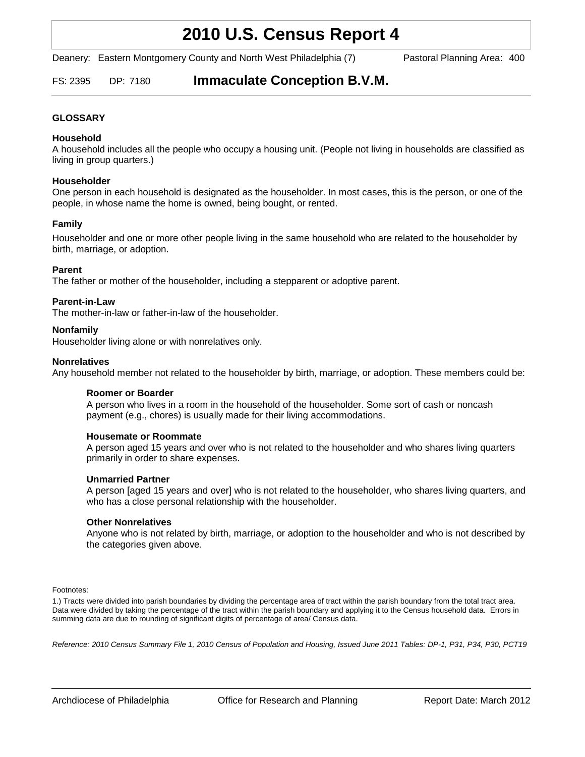# 2010 U.S. Census Report 4

Deanery: Eastern Montgomery County and North West Philadelphia (7) Pastoral Planning Area: 400

FS: 2395 DP: 7180 **Immaculate Conception B.V.M.**

## GLOSSARY

### Household

A household includes all the people who occupy a housing unit. (People not living in households are classified as living in group quarters.)

### Householder

One person in each household is designated as the householder. In most cases, this is the person, or one of the people, in whose name the home is owned, being bought, or rented.

### Family

Householder and one or more other people living in the same household who are related to the householder by birth, marriage, or adoption.

### Parent

The father or mother of the householder, including a stepparent or adoptive parent.

### Parent-in-Law

The mother-in-law or father-in-law of the householder.

### Nonfamily

Householder living alone or with nonrelatives only.

### Nonrelatives

Any household member not related to the householder by birth, marriage, or adoption. These members could be:

#### Roomer or Boarder

A person who lives in a room in the household of the householder. Some sort of cash or noncash payment (e.g., chores) is usually made for their living accommodations.

#### Housemate or Roommate

A person aged 15 years and over who is not related to the householder and who shares living quarters primarily in order to share expenses.

#### Unmarried Partner

A person [aged 15 years and over] who is not related to the householder, who shares living quarters, and who has a close personal relationship with the householder.

#### Other Nonrelatives

Anyone who is not related by birth, marriage, or adoption to the householder and who is not described by the categories given above.

Footnotes:

1.) Tracts were divided into parish boundaries by dividing the percentage area of tract within the parish boundary from the total tract area. Data were divided by taking the percentage of the tract within the parish boundary and applying it to the Census household data. Errors in summing data are due to rounding of significant digits of percentage of area/ Census data.

*Reference: 2010 Census Summary File 1, 2010 Census of Population and Housing, Issued June 2011 Tables: DP-1, P31, P34, P30, PCT19*

Archdiocese of Philadelphia Office for Research and Planning Report Date: March 2012